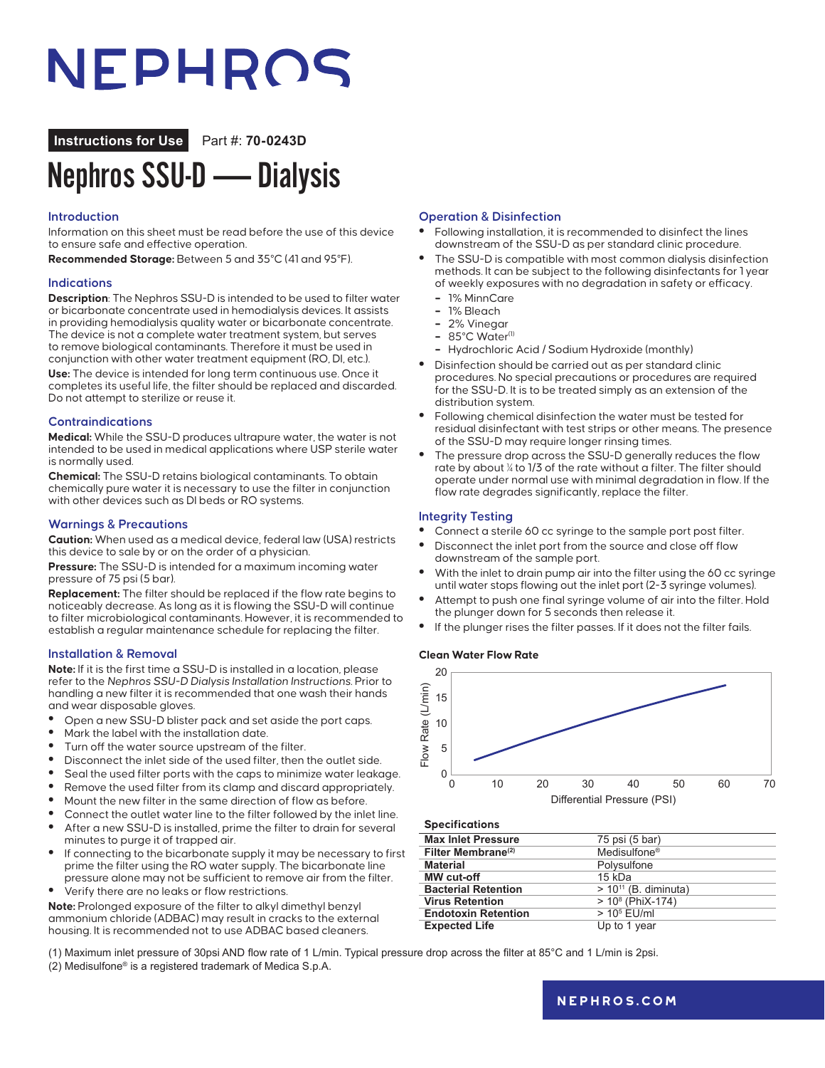# NEPHROS

**Instructions for Use** Part #: **70-0243D**

# Nephros SSU-D — Dialysis

## Introduction

Information on this sheet must be read before the use of this device to ensure safe and effective operation.

**Recommended Storage:** Between 5 and 35°C (41 and 95°F).

## Indications

**Description**: The Nephros SSU-D is intended to be used to filter water or bicarbonate concentrate used in hemodialysis devices. It assists in providing hemodialysis quality water or bicarbonate concentrate. The device is not a complete water treatment system, but serves to remove biological contaminants. Therefore it must be used in conjunction with other water treatment equipment (RO, DI, etc.).

**Use:** The device is intended for long term continuous use. Once it completes its useful life, the filter should be replaced and discarded. Do not attempt to sterilize or reuse it.

## Contraindications

**Medical:** While the SSU-D produces ultrapure water, the water is not intended to be used in medical applications where USP sterile water is normally used.

**Chemical:** The SSU-D retains biological contaminants. To obtain chemically pure water it is necessary to use the filter in conjunction with other devices such as DI beds or RO systems.

## Warnings & Precautions

**Caution:** When used as a medical device, federal law (USA) restricts this device to sale by or on the order of a physician.

**Pressure:** The SSU-D is intended for a maximum incoming water pressure of 75 psi (5 bar).

**Replacement:** The filter should be replaced if the flow rate begins to noticeably decrease. As long as it is flowing the SSU-D will continue to filter microbiological contaminants. However, it is recommended to establish a regular maintenance schedule for replacing the filter.

## Installation & Removal

**Note:** If it is the first time a SSU-D is installed in a location, please refer to the *Nephros SSU-D Dialysis Installation Instructions.* Prior to handling a new filter it is recommended that one wash their hands and wear disposable gloves.

- Open a new SSU-D blister pack and set aside the port caps.
- Mark the label with the installation date.
- Turn off the water source upstream of the filter.
- Disconnect the inlet side of the used filter, then the outlet side.
- Seal the used filter ports with the caps to minimize water leakage.
- Remove the used filter from its clamp and discard appropriately.
- Mount the new filter in the same direction of flow as before.
- Connect the outlet water line to the filter followed by the inlet line.
- After a new SSU-D is installed, prime the filter to drain for several minutes to purge it of trapped air.
- If connecting to the bicarbonate supply it may be necessary to first prime the filter using the RO water supply. The bicarbonate line pressure alone may not be sufficient to remove air from the filter.
- Verify there are no leaks or flow restrictions.

**Note:** Prolonged exposure of the filter to alkyl dimethyl benzyl ammonium chloride (ADBAC) may result in cracks to the external housing. It is recommended not to use ADBAC based cleaners.

## Operation & Disinfection

- Following installation, it is recommended to disinfect the lines downstream of the SSU-D as per standard clinic procedure.
- The SSU-D is compatible with most common dialysis disinfection methods. It can be subject to the following disinfectants for 1 year of weekly exposures with no degradation in safety or efficacy.
  - 1% MinnCare
  - 1% Bleach
  - 2% Vinegar
  - 85°C Water[1]
  - Hydrochloric Acid / Sodium Hydroxide (monthly)
- Disinfection should be carried out as per standard clinic procedures. No special precautions or procedures are required for the SSU-D. It is to be treated simply as an extension of the distribution system.
- Following chemical disinfection the water must be tested for residual disinfectant with test strips or other means. The presence of the SSU-D may require longer rinsing times.
- The pressure drop across the SSU-D generally reduces the flow rate by about ¼ to 1/3 of the rate without a filter. The filter should operate under normal use with minimal degradation in flow. If the flow rate degrades significantly, replace the filter.

## Integrity Testing

- Connect a sterile 60 cc syringe to the sample port post filter.
- Disconnect the inlet port from the source and close off flow downstream of the sample port.
- With the inlet to drain pump air into the filter using the 60 cc syringe until water stops flowing out the inlet port (2-3 syringe volumes).
- Attempt to push one final syringe volume of air into the filter. Hold the plunger down for 5 seconds then release it.
- If the plunger rises the filter passes. If it does not the filter fails.

**Clean Water Flow Rate**

Flow Rate (L/min) vs. Differential Pressure (PSI)

**Specifications**

| | |
|---|---|
| **Max Inlet Pressure** | 75 psi (5 bar) |
| **Filter Membrane[2]** | Medisulfone® |
| **Material** | Polysulfone |
| **MW cut-off** | 15 kDa |
| **Bacterial Retention** | > $10^{11}$ (B. diminuta) |
| **Virus Retention** | > $10^{8}$ (PhiX-174) |
| **Endotoxin Retention** | > $10^{5}$ EU/ml |
| **Expected Life** | Up to 1 year |

(1) Maximum inlet pressure of 30psi AND flow rate of 1 L/min. Typical pressure drop across the filter at 85°C and 1 L/min is 2psi.

(2) Medisulfone® is a registered trademark of Medica S.p.A.

NEPHROS.COM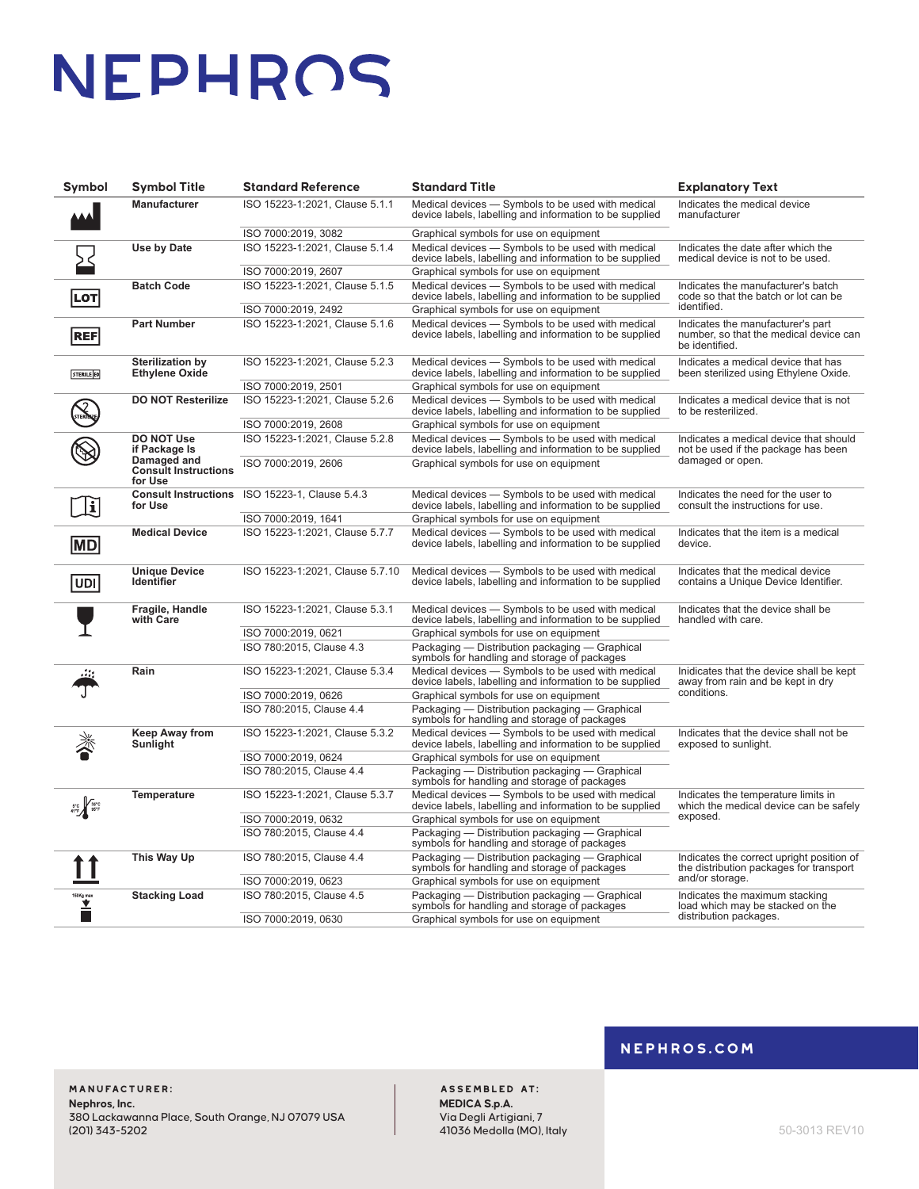# NEPHROS

| Symbol | Symbol Title | Standard Reference | Standard Title | Explanatory Text |
|---|---|---|---|---|
| | **Manufacturer** | ISO 15223-1:2021, Clause 5.1.1 | Medical devices — Symbols to be used with medical device labels, labelling and information to be supplied | Indicates the medical device manufacturer |
| | | ISO 7000:2019, 3082 | Graphical symbols for use on equipment | |
| | **Use by Date** | ISO 15223-1:2021, Clause 5.1.4 | Medical devices — Symbols to be used with medical device labels, labelling and information to be supplied | Indicates the date after which the medical device is not to be used. |
| | | ISO 7000:2019, 2607 | Graphical symbols for use on equipment | |
| LOT | **Batch Code** | ISO 15223-1:2021, Clause 5.1.5 | Medical devices — Symbols to be used with medical device labels, labelling and information to be supplied | Indicates the manufacturer's batch code so that the batch or lot can be identified. |
| | | ISO 7000:2019, 2492 | Graphical symbols for use on equipment | |
| REF | **Part Number** | ISO 15223-1:2021, Clause 5.1.6 | Medical devices — Symbols to be used with medical device labels, labelling and information to be supplied | Indicates the manufacturer's part number, so that the medical device can be identified. |
| STERILE EO | **Sterilization by Ethylene Oxide** | ISO 15223-1:2021, Clause 5.2.3 | Medical devices — Symbols to be used with medical device labels, labelling and information to be supplied | Indicates a medical device that has been sterilized using Ethylene Oxide. |
| | | ISO 7000:2019, 2501 | Graphical symbols for use on equipment | |
| | **DO NOT Resterilize** | ISO 15223-1:2021, Clause 5.2.6 | Medical devices — Symbols to be used with medical device labels, labelling and information to be supplied | Indicates a medical device that is not to be resterilized. |
| | | ISO 7000:2019, 2608 | Graphical symbols for use on equipment | |
| | **DO NOT Use if Package Is Damaged and Consult Instructions for Use** | ISO 15223-1:2021, Clause 5.2.8 | Medical devices — Symbols to be used with medical device labels, labelling and information to be supplied | Indicates a medical device that should not be used if the package has been damaged or open. |
| | | ISO 7000:2019, 2606 | Graphical symbols for use on equipment | |
| | **Consult Instructions for Use** | ISO 15223-1, Clause 5.4.3 | Medical devices — Symbols to be used with medical device labels, labelling and information to be supplied | Indicates the need for the user to consult the instructions for use. |
| | | ISO 7000:2019, 1641 | Graphical symbols for use on equipment | |
| MD | **Medical Device** | ISO 15223-1:2021, Clause 5.7.7 | Medical devices — Symbols to be used with medical device labels, labelling and information to be supplied | Indicates that the item is a medical device. |
| UDI | **Unique Device Identifier** | ISO 15223-1:2021, Clause 5.7.10 | Medical devices — Symbols to be used with medical device labels, labelling and information to be supplied | Indicates that the medical device contains a Unique Device Identifier. |
| | **Fragile, Handle with Care** | ISO 15223-1:2021, Clause 5.3.1 | Medical devices — Symbols to be used with medical device labels, labelling and information to be supplied | Indicates that the device shall be handled with care. |
| | | ISO 7000:2019, 0621 | Graphical symbols for use on equipment | |
| | | ISO 780:2015, Clause 4.3 | Packaging — Distribution packaging — Graphical symbols for handling and storage of packages | |
| | **Rain** | ISO 15223-1:2021, Clause 5.3.4 | Medical devices — Symbols to be used with medical device labels, labelling and information to be supplied | Inidicates that the device shall be kept away from rain and be kept in dry conditions. |
| | | ISO 7000:2019, 0626 | Graphical symbols for use on equipment | |
| | | ISO 780:2015, Clause 4.4 | Packaging — Distribution packaging — Graphical symbols for handling and storage of packages | |
| | **Keep Away from Sunlight** | ISO 15223-1:2021, Clause 5.3.2 | Medical devices — Symbols to be used with medical device labels, labelling and information to be supplied | Indicates that the device shall not be exposed to sunlight. |
| | | ISO 7000:2019, 0624 | Graphical symbols for use on equipment | |
| | | ISO 780:2015, Clause 4.4 | Packaging — Distribution packaging — Graphical symbols for handling and storage of packages | |
| 5°C 41°F / 35°C 95°F | **Temperature** | ISO 15223-1:2021, Clause 5.3.7 | Medical devices — Symbols to be used with medical device labels, labelling and information to be supplied | Indicates the temperature limits in which the medical device can be safely exposed. |
| | | ISO 7000:2019, 0632 | Graphical symbols for use on equipment | |
| | | ISO 780:2015, Clause 4.4 | Packaging — Distribution packaging — Graphical symbols for handling and storage of packages | |
| | **This Way Up** | ISO 780:2015, Clause 4.4 | Packaging — Distribution packaging — Graphical symbols for handling and storage of packages | Indicates the correct upright position of the distribution packages for transport and/or storage. |
| | | ISO 7000:2019, 0623 | Graphical symbols for use on equipment | |
| 150Kg max | **Stacking Load** | ISO 780:2015, Clause 4.5 | Packaging — Distribution packaging — Graphical symbols for handling and storage of packages | Indicates the maximum stacking load which may be stacked on the distribution packages. |
| | | ISO 7000:2019, 0630 | Graphical symbols for use on equipment | |

**NEPHROS.COM**

**MANUFACTURER:**
**Nephros, Inc.**
380 Lackawanna Place, South Orange, NJ 07079 USA
(201) 343-5202

**ASSEMBLED AT:**
**MEDICA S.p.A.**
Via Degli Artigiani, 7
41036 Medolla (MO), Italy

50-3013 REV10